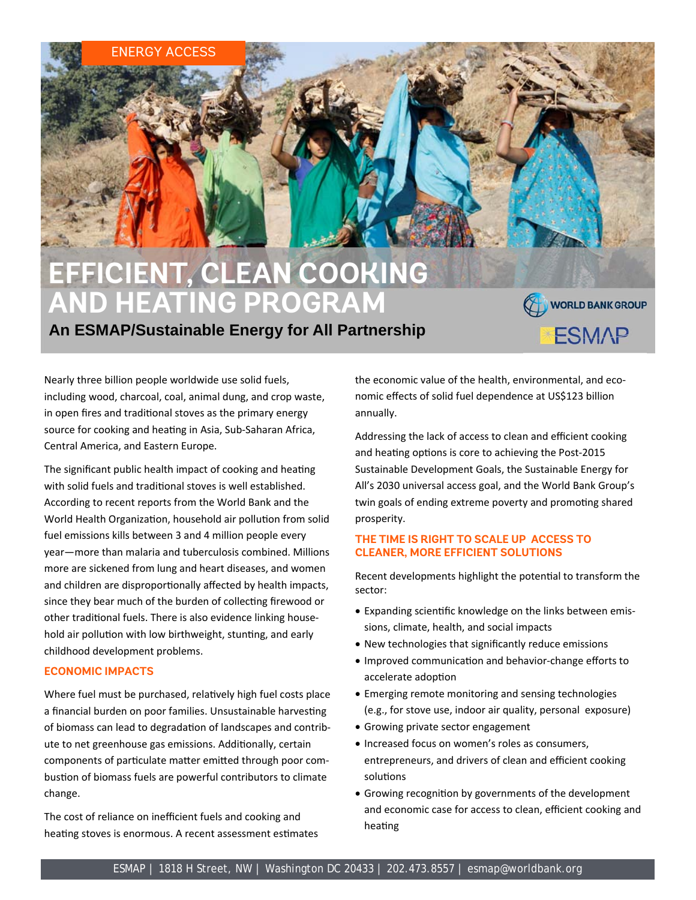ENERGY ACCESS

# EFFICIENT, CLEAN COOKING AND HEATING PROGRAM

**An ESMAP/Sustainable Energy for All Partnership**

WORLD BANK GROUP

ESMAP

Nearly three billion people worldwide use solid fuels, including wood, charcoal, coal, animal dung, and crop waste, in open fires and traditional stoves as the primary energy source for cooking and heating in Asia, Sub-Saharan Africa, Central America, and Eastern Europe.

The significant public health impact of cooking and heating with solid fuels and traditional stoves is well established. According to recent reports from the World Bank and the World Health Organization, household air pollution from solid fuel emissions kills between 3 and 4 million people every year—more than malaria and tuberculosis combined. Millions more are sickened from lung and heart diseases, and women and children are disproportionally affected by health impacts, since they bear much of the burden of collecting firewood or other traditional fuels. There is also evidence linking household air pollution with low birthweight, stunting, and early childhood development problems.

## ECONOMIC IMPACTS

Where fuel must be purchased, relatively high fuel costs place a financial burden on poor families. Unsustainable harvesting of biomass can lead to degradation of landscapes and contribute to net greenhouse gas emissions. Additionally, certain components of particulate matter emitted through poor combustion of biomass fuels are powerful contributors to climate change.

The cost of reliance on inefficient fuels and cooking and heating stoves is enormous. A recent assessment estimates the economic value of the health, environmental, and economic effects of solid fuel dependence at US$123 billion annually.

Addressing the lack of access to clean and efficient cooking and heating options is core to achieving the Post-2015 Sustainable Development Goals, the Sustainable Energy for All's 2030 universal access goal, and the World Bank Group's twin goals of ending extreme poverty and promoting shared prosperity.

## THE TIME IS RIGHT TO SCALE UP ACCESS TO CLEANER, MORE EFFICIENT SOLUTIONS

Recent developments highlight the potential to transform the sector:

- Expanding scientific knowledge on the links between emissions, climate, health, and social impacts
- New technologies that significantly reduce emissions
- Improved communication and behavior-change efforts to accelerate adoption
- Emerging remote monitoring and sensing technologies (e.g., for stove use, indoor air quality, personal exposure)
- Growing private sector engagement
- Increased focus on women's roles as consumers, entrepreneurs, and drivers of clean and efficient cooking solutions
- Growing recognition by governments of the development and economic case for access to clean, efficient cooking and heating

ESMAP | 1818 H Street, NW | Washington DC 20433 | 202.473.8557 | esmap@worldbank.org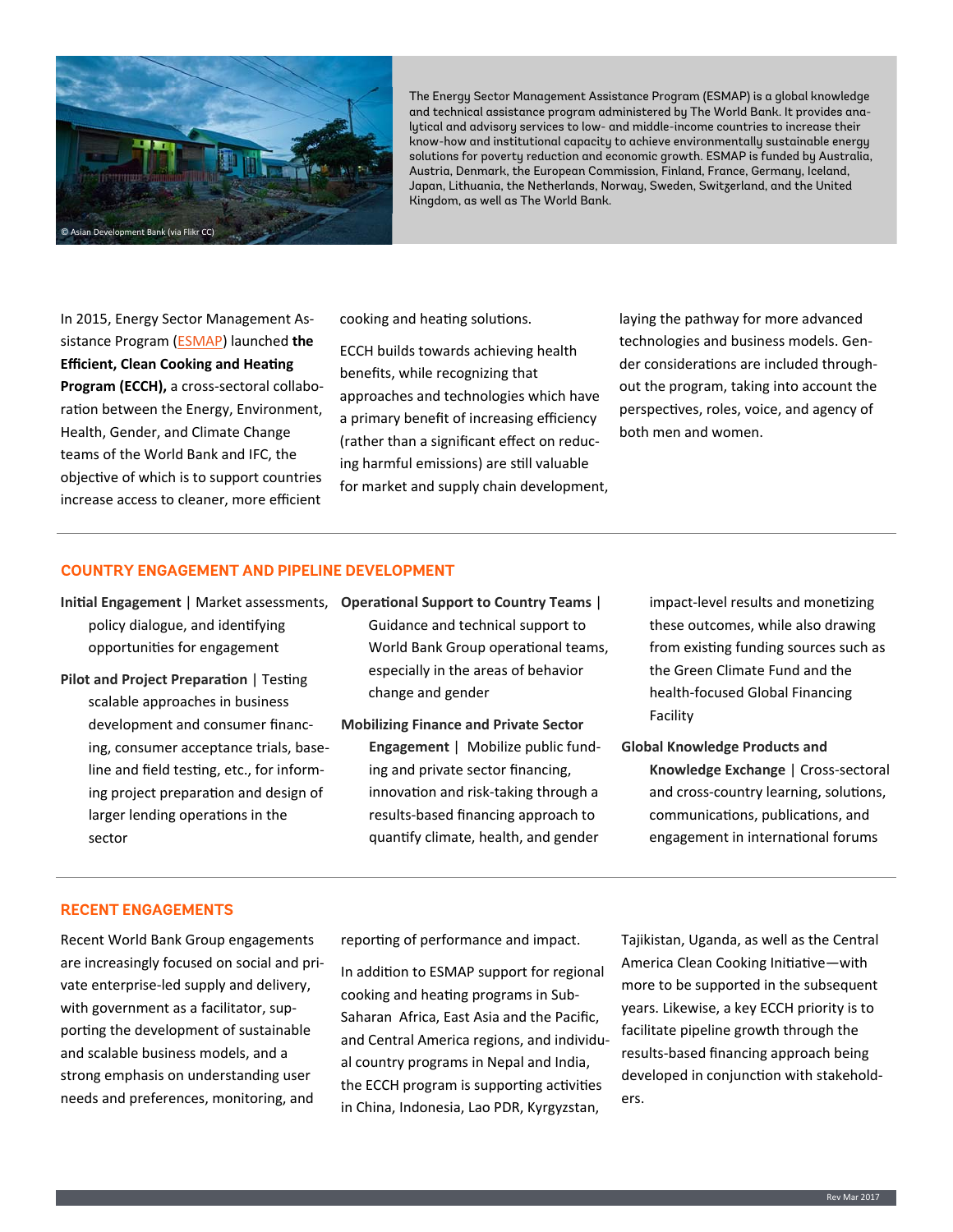© Asian Development Bank (via Flikr CC)

The Energy Sector Management Assistance Program (ESMAP) is a global knowledge and technical assistance program administered by The World Bank. It provides analytical and advisory services to low- and middle-income countries to increase their know-how and institutional capacity to achieve environmentally sustainable energy solutions for poverty reduction and economic growth. ESMAP is funded by Australia, Austria, Denmark, the European Commission, Finland, France, Germany, Iceland, Japan, Lithuania, the Netherlands, Norway, Sweden, Switzerland, and the United Kingdom, as well as The World Bank.

In 2015, Energy Sector Management Assistance Program (ESMAP) launched **the Efficient, Clean Cooking and Heating Program (ECCH),** a cross-sectoral collaboration between the Energy, Environment, Health, Gender, and Climate Change teams of the World Bank and IFC, the objective of which is to support countries increase access to cleaner, more efficient cooking and heating solutions.

ECCH builds towards achieving health benefits, while recognizing that approaches and technologies which have a primary benefit of increasing efficiency (rather than a significant effect on reducing harmful emissions) are still valuable for market and supply chain development, laying the pathway for more advanced technologies and business models. Gender considerations are included throughout the program, taking into account the perspectives, roles, voice, and agency of both men and women.

## COUNTRY ENGAGEMENT AND PIPELINE DEVELOPMENT

**Initial Engagement** | Market assessments, policy dialogue, and identifying opportunities for engagement

**Pilot and Project Preparation** | Testing scalable approaches in business development and consumer financing, consumer acceptance trials, baseline and field testing, etc., for informing project preparation and design of larger lending operations in the sector

**Operational Support to Country Teams** | Guidance and technical support to World Bank Group operational teams, especially in the areas of behavior change and gender

**Mobilizing Finance and Private Sector Engagement** | Mobilize public funding and private sector financing, innovation and risk-taking through a results-based financing approach to quantify climate, health, and gender impact-level results and monetizing these outcomes, while also drawing from existing funding sources such as the Green Climate Fund and the health-focused Global Financing Facility

**Global Knowledge Products and Knowledge Exchange** | Cross-sectoral and cross-country learning, solutions, communications, publications, and engagement in international forums

## RECENT ENGAGEMENTS

Recent World Bank Group engagements are increasingly focused on social and private enterprise-led supply and delivery, with government as a facilitator, supporting the development of sustainable and scalable business models, and a strong emphasis on understanding user needs and preferences, monitoring, and reporting of performance and impact.

In addition to ESMAP support for regional cooking and heating programs in Sub-Saharan Africa, East Asia and the Pacific, and Central America regions, and individual country programs in Nepal and India, the ECCH program is supporting activities in China, Indonesia, Lao PDR, Kyrgyzstan, Tajikistan, Uganda, as well as the Central America Clean Cooking Initiative—with more to be supported in the subsequent years. Likewise, a key ECCH priority is to facilitate pipeline growth through the results-based financing approach being developed in conjunction with stakeholders.

Rev Mar 2017